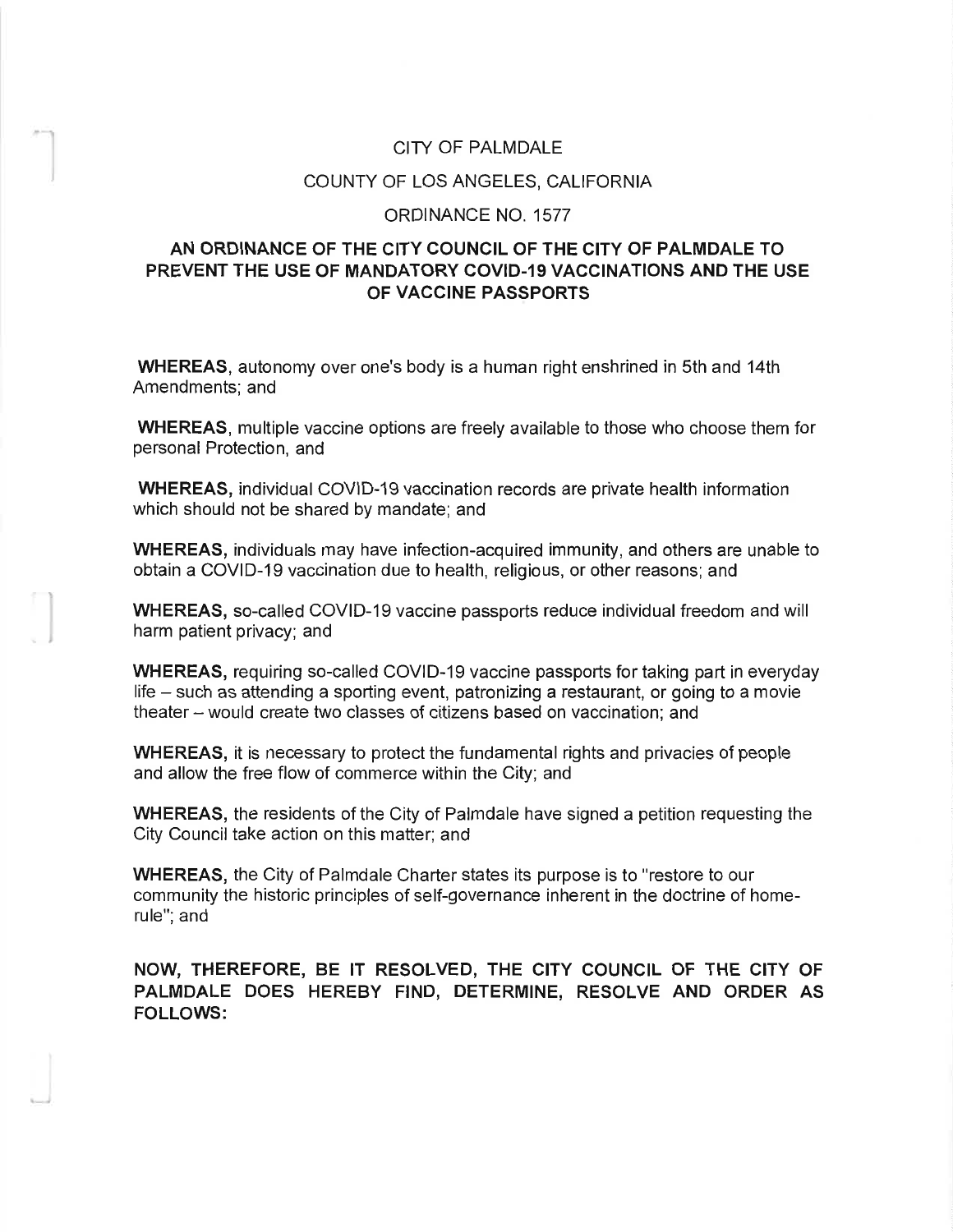CITY OF PALMDALE

COUNTY OF LOS ANGELES, CALIFORNIA

ORDINANCE NO. 1577

# AN ORDINANCE OF THE CITY COUNCIL OF THE CITY OF PALMDALE TO PREVENT THE USE OF MANDATORY COVID-19 VACCINATIONS AND THE USE OF VACCINE PASSPORTS

**WHEREAS**, autonomy over one's body is a human right enshrined in 5th and 14th Amendments; and

**WHEREAS**, multiple vaccine options are freely available to those who choose them for personal Protection, and

**WHEREAS,** individual COVID-19 vaccination records are private health information which should not be shared by mandate; and

**WHEREAS,** individuals may have infection-acquired immunity, and others are unable to obtain a COVID-19 vaccination due to health, religious, or other reasons; and

**WHEREAS,** so-called COVID-19 vaccine passports reduce individual freedom and will harm patient privacy; and

**WHEREAS,** requiring so-called COVID-19 vaccine passports for taking part in everyday life – such as attending a sporting event, patronizing a restaurant, or going to a movie theater – would create two classes of citizens based on vaccination; and

**WHEREAS,** it is necessary to protect the fundamental rights and privacies of people and allow the free flow of commerce within the City; and

**WHEREAS,** the residents of the City of Palmdale have signed a petition requesting the City Council take action on this matter; and

**WHEREAS,** the City of Palmdale Charter states its purpose is to "restore to our community the historic principles of self-governance inherent in the doctrine of home-rule"; and

**NOW, THEREFORE, BE IT RESOLVED, THE CITY COUNCIL OF THE CITY OF PALMDALE DOES HEREBY FIND, DETERMINE, RESOLVE AND ORDER AS FOLLOWS:**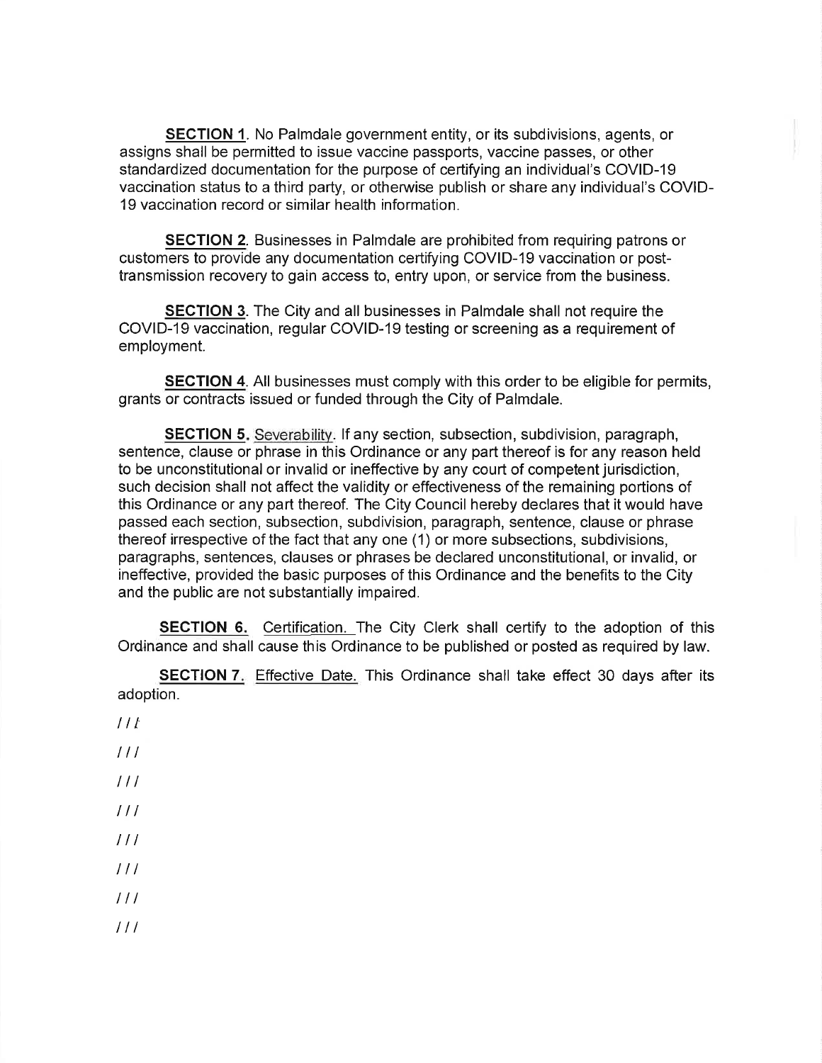**SECTION 1**. No Palmdale government entity, or its subdivisions, agents, or assigns shall be permitted to issue vaccine passports, vaccine passes, or other standardized documentation for the purpose of certifying an individual's COVID-19 vaccination status to a third party, or otherwise publish or share any individual's COVID-19 vaccination record or similar health information.

**SECTION 2**. Businesses in Palmdale are prohibited from requiring patrons or customers to provide any documentation certifying COVID-19 vaccination or post-transmission recovery to gain access to, entry upon, or service from the business.

**SECTION 3**. The City and all businesses in Palmdale shall not require the COVID-19 vaccination, regular COVID-19 testing or screening as a requirement of employment.

**SECTION 4**. All businesses must comply with this order to be eligible for permits, grants or contracts issued or funded through the City of Palmdale.

**SECTION 5.** Severability. If any section, subsection, subdivision, paragraph, sentence, clause or phrase in this Ordinance or any part thereof is for any reason held to be unconstitutional or invalid or ineffective by any court of competent jurisdiction, such decision shall not affect the validity or effectiveness of the remaining portions of this Ordinance or any part thereof. The City Council hereby declares that it would have passed each section, subsection, subdivision, paragraph, sentence, clause or phrase thereof irrespective of the fact that any one (1) or more subsections, subdivisions, paragraphs, sentences, clauses or phrases be declared unconstitutional, or invalid, or ineffective, provided the basic purposes of this Ordinance and the benefits to the City and the public are not substantially impaired.

**SECTION 6.** Certification. The City Clerk shall certify to the adoption of this Ordinance and shall cause this Ordinance to be published or posted as required by law.

**SECTION 7.** Effective Date. This Ordinance shall take effect 30 days after its adoption.

///

///

///

///

///

///

///

///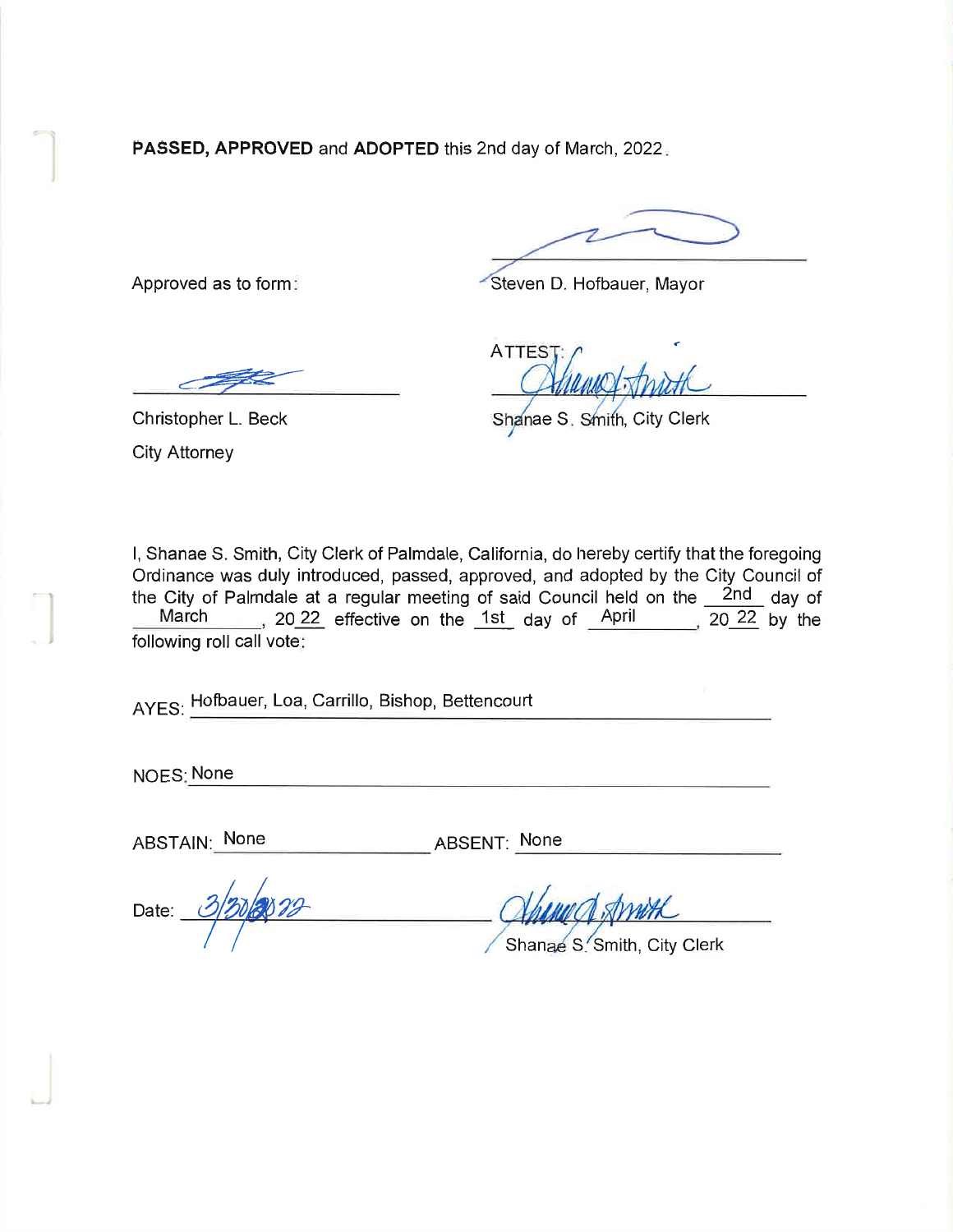**PASSED, APPROVED** and **ADOPTED** this 2nd day of March, 2022.

Steven D. Hofbauer, Mayor

Approved as to form:

ATTEST:

Christopher L. Beck
City Attorney

Shanae S. Smith, City Clerk

I, Shanae S. Smith, City Clerk of Palmdale, California, do hereby certify that the foregoing Ordinance was duly introduced, passed, approved, and adopted by the City Council of the City of Palmdale at a regular meeting of said Council held on the 2nd day of March, 2022 effective on the 1st day of April, 2022 by the following roll call vote:

AYES: Hofbauer, Loa, Carrillo, Bishop, Bettencourt

NOES: None

ABSTAIN: None    ABSENT: None

Date: 3/30/2022

Shanae S. Smith, City Clerk